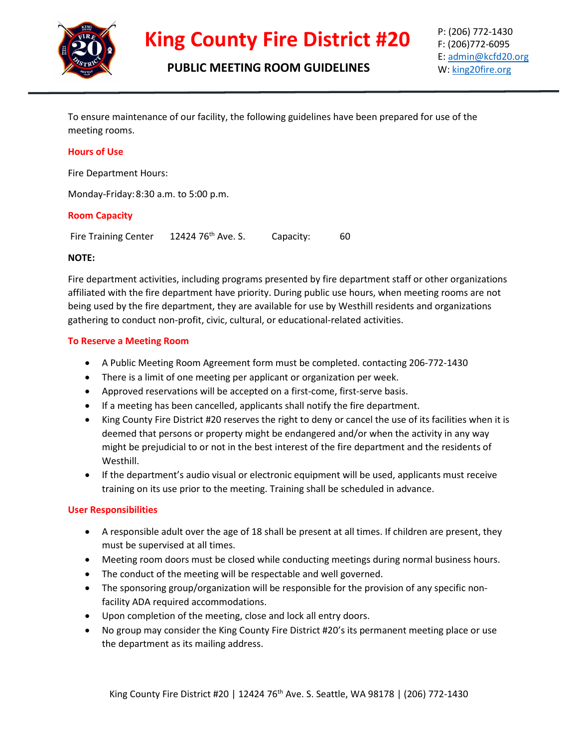# King County Fire District #20

## PUBLIC MEETING ROOM GUIDELINES

P: (206) 772-1430
F: (206)772-6095
E: admin@kcfd20.org
W: king20fire.org

To ensure maintenance of our facility, the following guidelines have been prepared for use of the meeting rooms.

### Hours of Use

Fire Department Hours:

Monday-Friday: 8:30 a.m. to 5:00 p.m.

### Room Capacity

| | | | |
|---|---|---|---|
| Fire Training Center | 12424 76th Ave. S. | Capacity: | 60 |

**NOTE:**

Fire department activities, including programs presented by fire department staff or other organizations affiliated with the fire department have priority. During public use hours, when meeting rooms are not being used by the fire department, they are available for use by Westhill residents and organizations gathering to conduct non-profit, civic, cultural, or educational-related activities.

### To Reserve a Meeting Room

- A Public Meeting Room Agreement form must be completed. contacting 206-772-1430
- There is a limit of one meeting per applicant or organization per week.
- Approved reservations will be accepted on a first-come, first-serve basis.
- If a meeting has been cancelled, applicants shall notify the fire department.
- King County Fire District #20 reserves the right to deny or cancel the use of its facilities when it is deemed that persons or property might be endangered and/or when the activity in any way might be prejudicial to or not in the best interest of the fire department and the residents of Westhill.
- If the department's audio visual or electronic equipment will be used, applicants must receive training on its use prior to the meeting. Training shall be scheduled in advance.

### User Responsibilities

- A responsible adult over the age of 18 shall be present at all times. If children are present, they must be supervised at all times.
- Meeting room doors must be closed while conducting meetings during normal business hours.
- The conduct of the meeting will be respectable and well governed.
- The sponsoring group/organization will be responsible for the provision of any specific non-facility ADA required accommodations.
- Upon completion of the meeting, close and lock all entry doors.
- No group may consider the King County Fire District #20's its permanent meeting place or use the department as its mailing address.

King County Fire District #20 | 12424 76th Ave. S. Seattle, WA 98178 | (206) 772-1430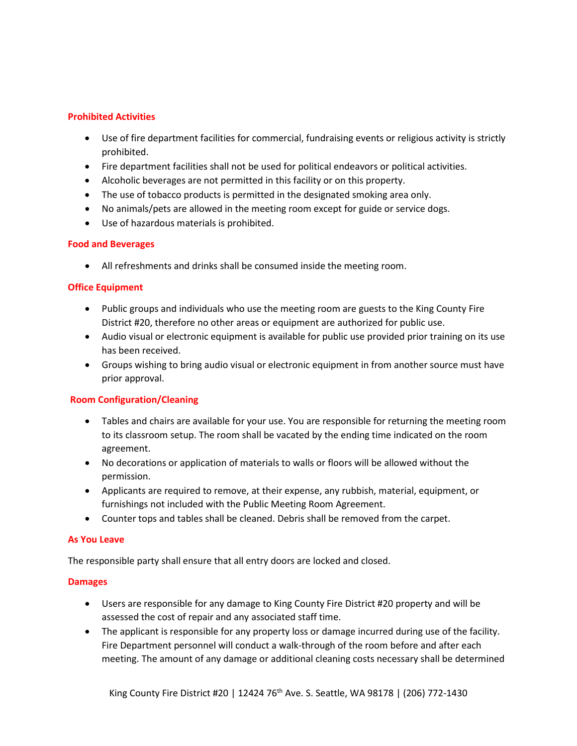## Prohibited Activities

- Use of fire department facilities for commercial, fundraising events or religious activity is strictly prohibited.
- Fire department facilities shall not be used for political endeavors or political activities.
- Alcoholic beverages are not permitted in this facility or on this property.
- The use of tobacco products is permitted in the designated smoking area only.
- No animals/pets are allowed in the meeting room except for guide or service dogs.
- Use of hazardous materials is prohibited.

## Food and Beverages

- All refreshments and drinks shall be consumed inside the meeting room.

## Office Equipment

- Public groups and individuals who use the meeting room are guests to the King County Fire District #20, therefore no other areas or equipment are authorized for public use.
- Audio visual or electronic equipment is available for public use provided prior training on its use has been received.
- Groups wishing to bring audio visual or electronic equipment in from another source must have prior approval.

## Room Configuration/Cleaning

- Tables and chairs are available for your use. You are responsible for returning the meeting room to its classroom setup. The room shall be vacated by the ending time indicated on the room agreement.
- No decorations or application of materials to walls or floors will be allowed without the permission.
- Applicants are required to remove, at their expense, any rubbish, material, equipment, or furnishings not included with the Public Meeting Room Agreement.
- Counter tops and tables shall be cleaned. Debris shall be removed from the carpet.

## As You Leave

The responsible party shall ensure that all entry doors are locked and closed.

## Damages

- Users are responsible for any damage to King County Fire District #20 property and will be assessed the cost of repair and any associated staff time.
- The applicant is responsible for any property loss or damage incurred during use of the facility. Fire Department personnel will conduct a walk-through of the room before and after each meeting. The amount of any damage or additional cleaning costs necessary shall be determined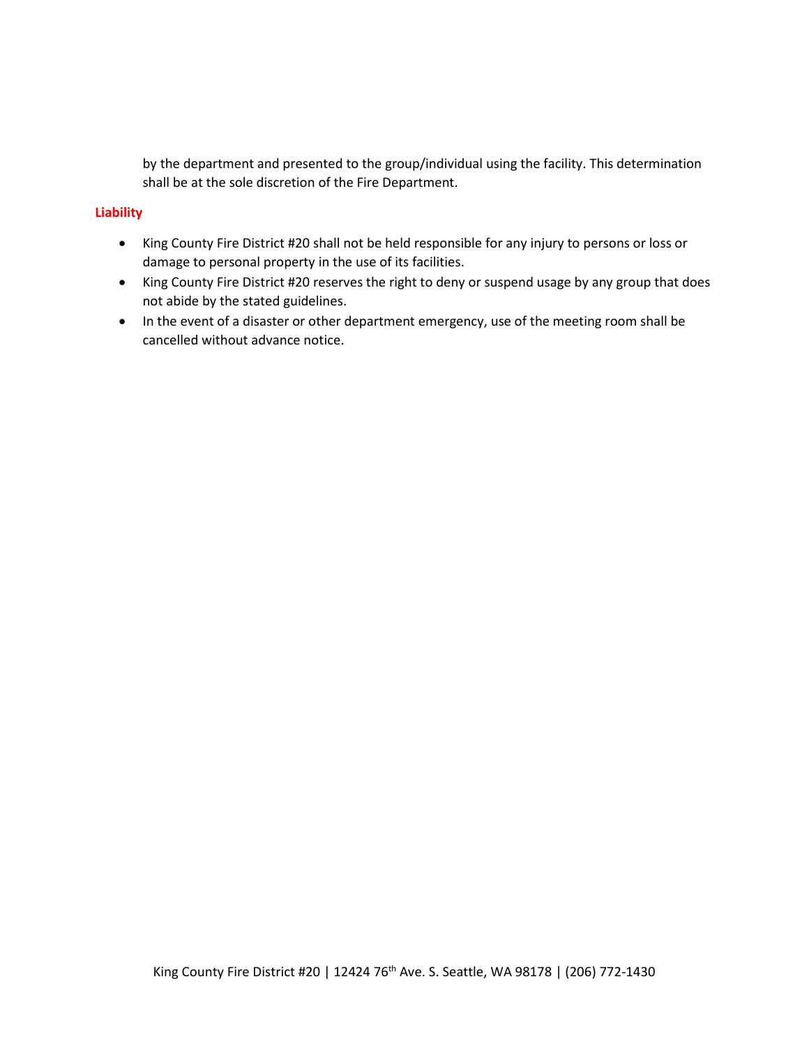by the department and presented to the group/individual using the facility. This determination shall be at the sole discretion of the Fire Department.

## Liability

- King County Fire District #20 shall not be held responsible for any injury to persons or loss or damage to personal property in the use of its facilities.
- King County Fire District #20 reserves the right to deny or suspend usage by any group that does not abide by the stated guidelines.
- In the event of a disaster or other department emergency, use of the meeting room shall be cancelled without advance notice.